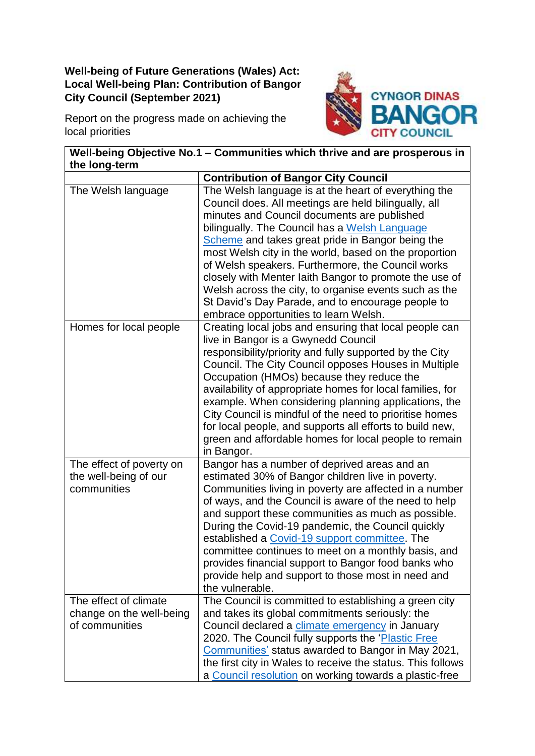**Well-being of Future Generations (Wales) Act: Local Well-being Plan: Contribution of Bangor City Council (September 2021)**

Report on the progress made on achieving the local priorities

CYNGOR DINAS BANGOR CITY COUNCIL

| **Well-being Objective No.1 – Communities which thrive and are prosperous in the long-term** | |
|---|---|
| | **Contribution of Bangor City Council** |
| The Welsh language | The Welsh language is at the heart of everything the Council does. All meetings are held bilingually, all minutes and Council documents are published bilingually. The Council has a Welsh Language Scheme and takes great pride in Bangor being the most Welsh city in the world, based on the proportion of Welsh speakers. Furthermore, the Council works closely with Menter Iaith Bangor to promote the use of Welsh across the city, to organise events such as the St David's Day Parade, and to encourage people to embrace opportunities to learn Welsh. |
| Homes for local people | Creating local jobs and ensuring that local people can live in Bangor is a Gwynedd Council responsibility/priority and fully supported by the City Council. The City Council opposes Houses in Multiple Occupation (HMOs) because they reduce the availability of appropriate homes for local families, for example. When considering planning applications, the City Council is mindful of the need to prioritise homes for local people, and supports all efforts to build new, green and affordable homes for local people to remain in Bangor. |
| The effect of poverty on the well-being of our communities | Bangor has a number of deprived areas and an estimated 30% of Bangor children live in poverty. Communities living in poverty are affected in a number of ways, and the Council is aware of the need to help and support these communities as much as possible. During the Covid-19 pandemic, the Council quickly established a Covid-19 support committee. The committee continues to meet on a monthly basis, and provides financial support to Bangor food banks who provide help and support to those most in need and the vulnerable. |
| The effect of climate change on the well-being of communities | The Council is committed to establishing a green city and takes its global commitments seriously: the Council declared a climate emergency in January 2020. The Council fully supports the 'Plastic Free Communities' status awarded to Bangor in May 2021, the first city in Wales to receive the status. This follows a Council resolution on working towards a plastic-free |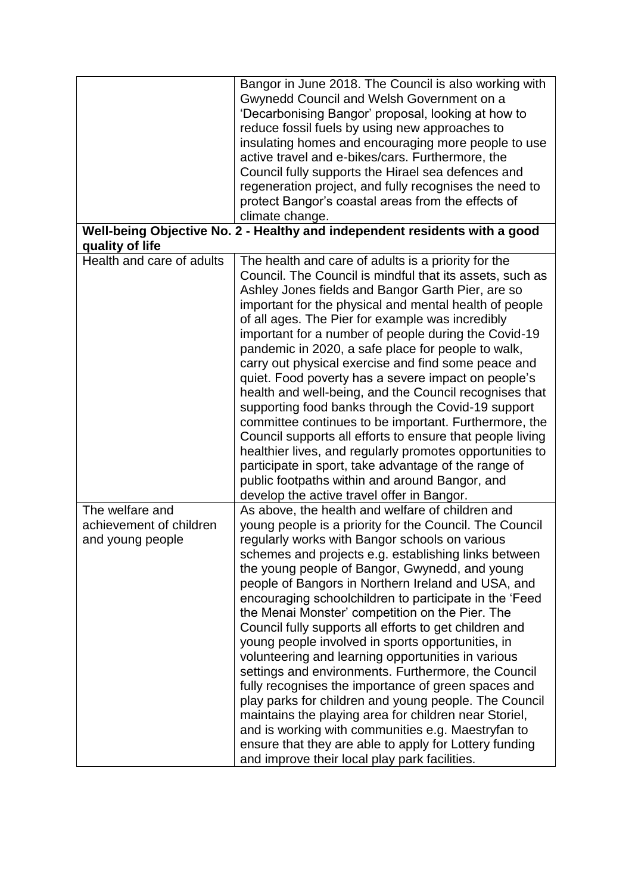| | |
|---|---|
| | Bangor in June 2018. The Council is also working with Gwynedd Council and Welsh Government on a 'Decarbonising Bangor' proposal, looking at how to reduce fossil fuels by using new approaches to insulating homes and encouraging more people to use active travel and e-bikes/cars. Furthermore, the Council fully supports the Hirael sea defences and regeneration project, and fully recognises the need to protect Bangor's coastal areas from the effects of climate change. |
| **Well-being Objective No. 2 - Healthy and independent residents with a good quality of life** | |
| Health and care of adults | The health and care of adults is a priority for the Council. The Council is mindful that its assets, such as Ashley Jones fields and Bangor Garth Pier, are so important for the physical and mental health of people of all ages. The Pier for example was incredibly important for a number of people during the Covid-19 pandemic in 2020, a safe place for people to walk, carry out physical exercise and find some peace and quiet. Food poverty has a severe impact on people's health and well-being, and the Council recognises that supporting food banks through the Covid-19 support committee continues to be important. Furthermore, the Council supports all efforts to ensure that people living healthier lives, and regularly promotes opportunities to participate in sport, take advantage of the range of public footpaths within and around Bangor, and develop the active travel offer in Bangor. |
| The welfare and achievement of children and young people | As above, the health and welfare of children and young people is a priority for the Council. The Council regularly works with Bangor schools on various schemes and projects e.g. establishing links between the young people of Bangor, Gwynedd, and young people of Bangors in Northern Ireland and USA, and encouraging schoolchildren to participate in the 'Feed the Menai Monster' competition on the Pier. The Council fully supports all efforts to get children and young people involved in sports opportunities, in volunteering and learning opportunities in various settings and environments. Furthermore, the Council fully recognises the importance of green spaces and play parks for children and young people. The Council maintains the playing area for children near Storiel, and is working with communities e.g. Maestryfan to ensure that they are able to apply for Lottery funding and improve their local play park facilities. |